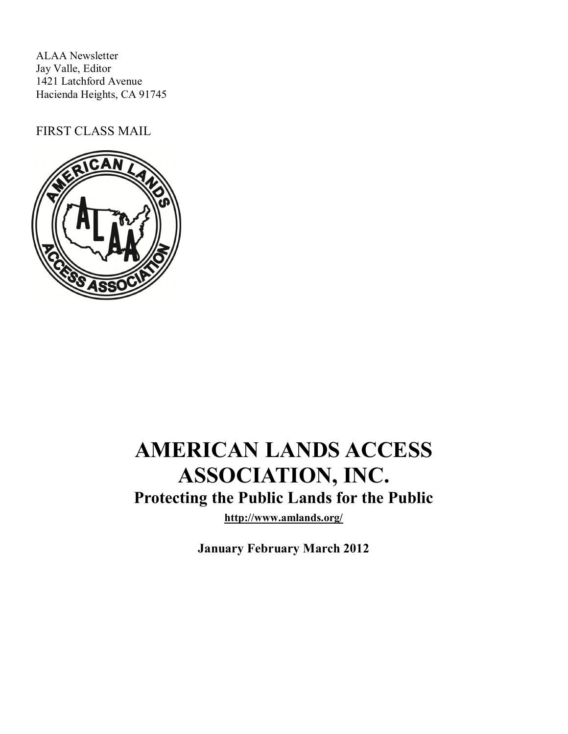ALAA Newsletter
Jay Valle, Editor
1421 Latchford Avenue
Hacienda Heights, CA 91745

FIRST CLASS MAIL

# AMERICAN LANDS ACCESS ASSOCIATION, INC.

## Protecting the Public Lands for the Public

**http://www.amlands.org/**

**January February March 2012**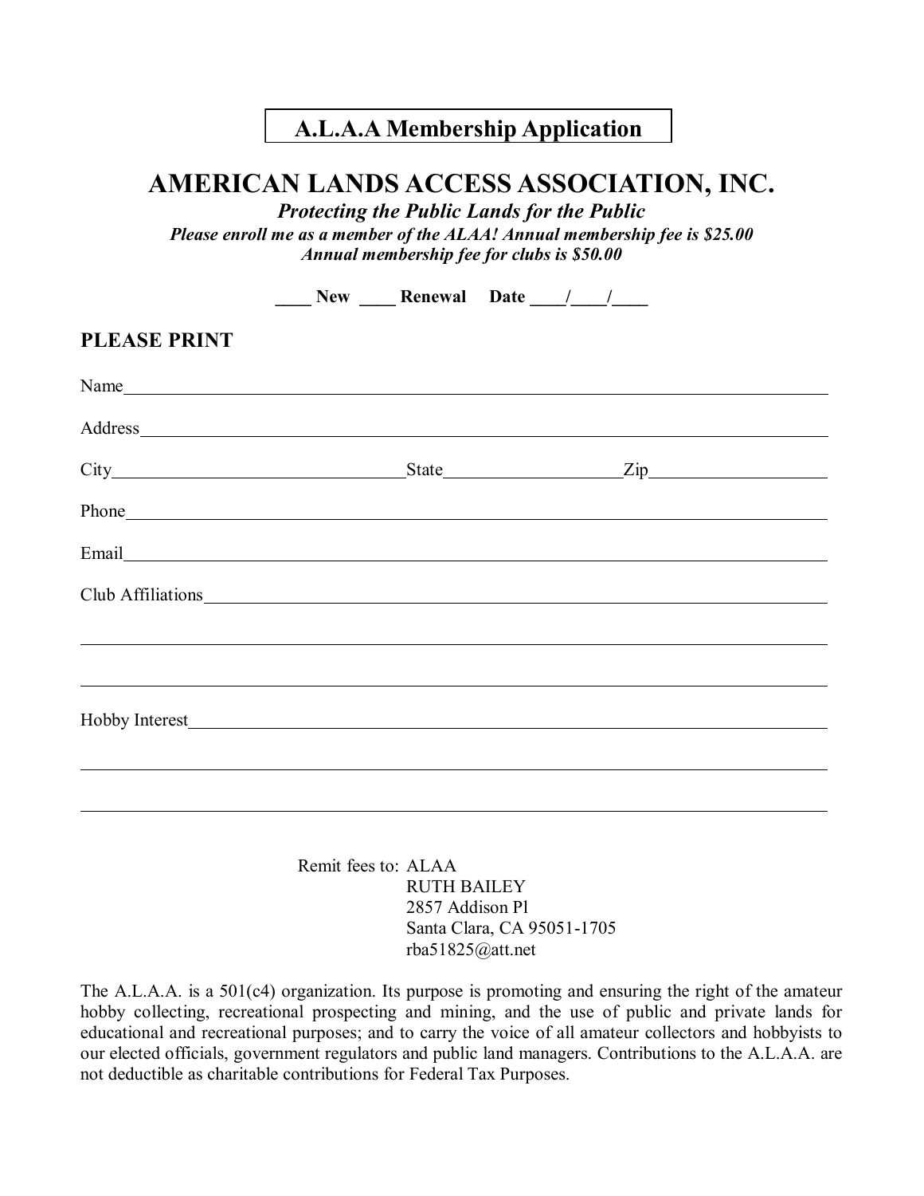**A.L.A.A Membership Application**

# AMERICAN LANDS ACCESS ASSOCIATION, INC.

***Protecting the Public Lands for the Public***

***Please enroll me as a member of the ALAA! Annual membership fee is $25.00***

***Annual membership fee for clubs is $50.00***

**____ New ____ Renewal Date ____/____/____**

## PLEASE PRINT

Name______________________________________________________________________

Address____________________________________________________________________

City________________________________State____________________Zip____________________

Phone______________________________________________________________________

Email______________________________________________________________________

Club Affiliations______________________________________________________________

___________________________________________________________________________

___________________________________________________________________________

Hobby Interest________________________________________________________________

___________________________________________________________________________

___________________________________________________________________________

Remit fees to: ALAA
RUTH BAILEY
2857 Addison Pl
Santa Clara, CA 95051-1705
rba51825@att.net

The A.L.A.A. is a 501(c4) organization. Its purpose is promoting and ensuring the right of the amateur hobby collecting, recreational prospecting and mining, and the use of public and private lands for educational and recreational purposes; and to carry the voice of all amateur collectors and hobbyists to our elected officials, government regulators and public land managers. Contributions to the A.L.A.A. are not deductible as charitable contributions for Federal Tax Purposes.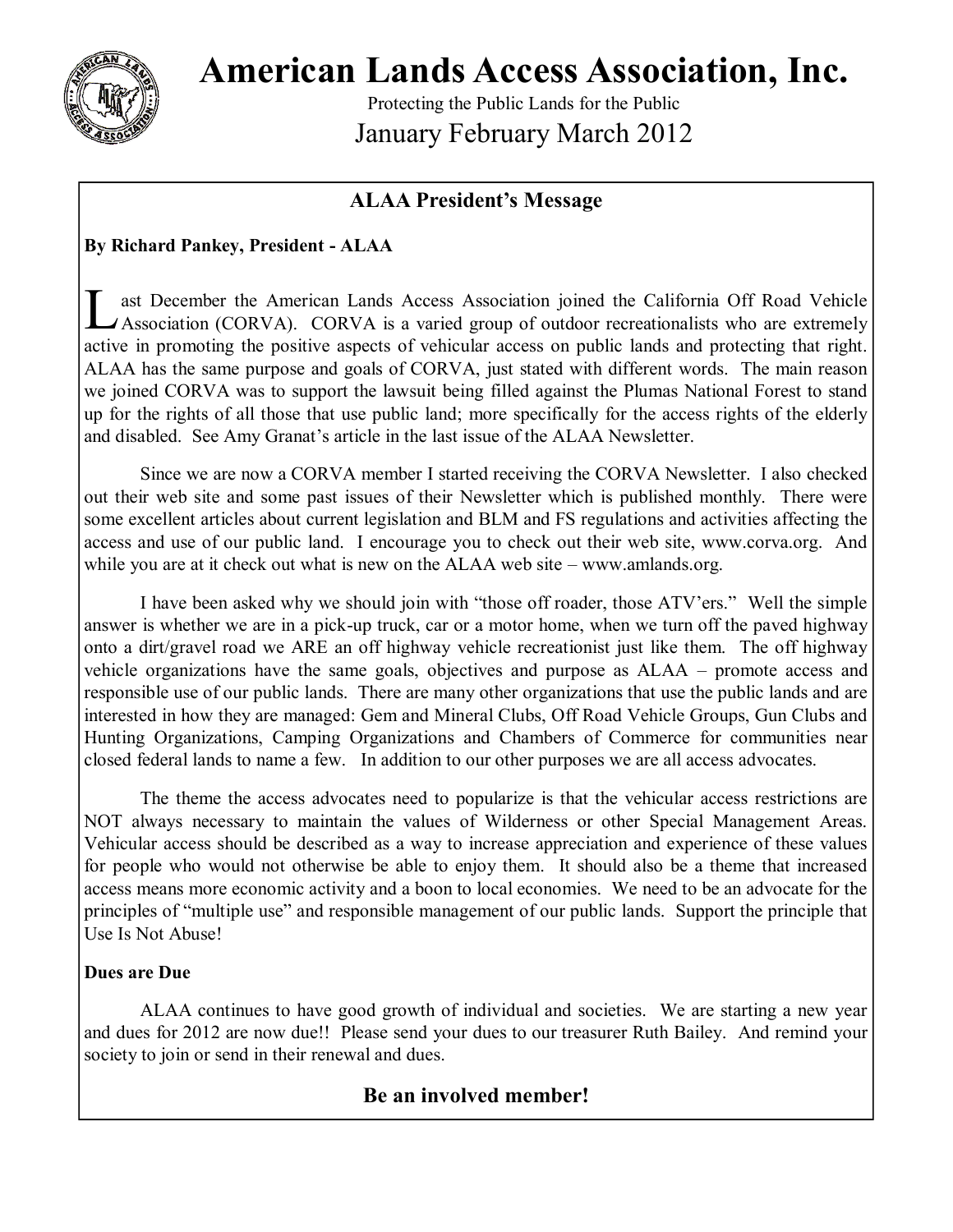# American Lands Access Association, Inc.

Protecting the Public Lands for the Public

January February March 2012

## ALAA President's Message

**By Richard Pankey, President - ALAA**

Last December the American Lands Access Association joined the California Off Road Vehicle Association (CORVA). CORVA is a varied group of outdoor recreationalists who are extremely active in promoting the positive aspects of vehicular access on public lands and protecting that right. ALAA has the same purpose and goals of CORVA, just stated with different words. The main reason we joined CORVA was to support the lawsuit being filled against the Plumas National Forest to stand up for the rights of all those that use public land; more specifically for the access rights of the elderly and disabled. See Amy Granat's article in the last issue of the ALAA Newsletter.

Since we are now a CORVA member I started receiving the CORVA Newsletter. I also checked out their web site and some past issues of their Newsletter which is published monthly. There were some excellent articles about current legislation and BLM and FS regulations and activities affecting the access and use of our public land. I encourage you to check out their web site, www.corva.org. And while you are at it check out what is new on the ALAA web site – www.amlands.org.

I have been asked why we should join with "those off roader, those ATV'ers." Well the simple answer is whether we are in a pick-up truck, car or a motor home, when we turn off the paved highway onto a dirt/gravel road we ARE an off highway vehicle recreationist just like them. The off highway vehicle organizations have the same goals, objectives and purpose as ALAA – promote access and responsible use of our public lands. There are many other organizations that use the public lands and are interested in how they are managed: Gem and Mineral Clubs, Off Road Vehicle Groups, Gun Clubs and Hunting Organizations, Camping Organizations and Chambers of Commerce for communities near closed federal lands to name a few. In addition to our other purposes we are all access advocates.

The theme the access advocates need to popularize is that the vehicular access restrictions are NOT always necessary to maintain the values of Wilderness or other Special Management Areas. Vehicular access should be described as a way to increase appreciation and experience of these values for people who would not otherwise be able to enjoy them. It should also be a theme that increased access means more economic activity and a boon to local economies. We need to be an advocate for the principles of "multiple use" and responsible management of our public lands. Support the principle that Use Is Not Abuse!

**Dues are Due**

ALAA continues to have good growth of individual and societies. We are starting a new year and dues for 2012 are now due!! Please send your dues to our treasurer Ruth Bailey. And remind your society to join or send in their renewal and dues.

**Be an involved member!**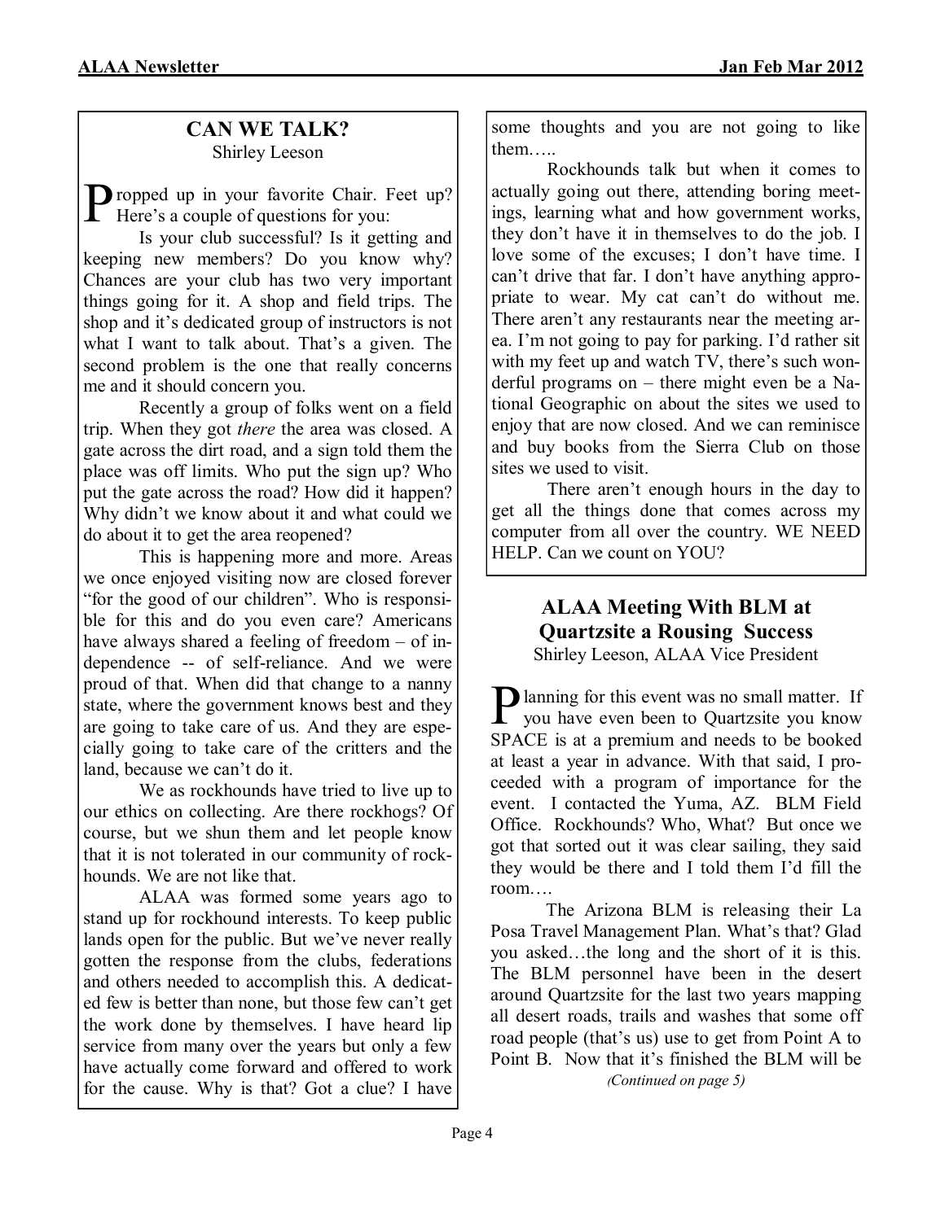## CAN WE TALK?

Shirley Leeson

Propped up in your favorite Chair. Feet up? Here's a couple of questions for you:

Is your club successful? Is it getting and keeping new members? Do you know why? Chances are your club has two very important things going for it. A shop and field trips. The shop and it's dedicated group of instructors is not what I want to talk about. That's a given. The second problem is the one that really concerns me and it should concern you.

Recently a group of folks went on a field trip. When they got *there* the area was closed. A gate across the dirt road, and a sign told them the place was off limits. Who put the sign up? Who put the gate across the road? How did it happen? Why didn't we know about it and what could we do about it to get the area reopened?

This is happening more and more. Areas we once enjoyed visiting now are closed forever "for the good of our children". Who is responsible for this and do you even care? Americans have always shared a feeling of freedom – of independence -- of self-reliance. And we were proud of that. When did that change to a nanny state, where the government knows best and they are going to take care of us. And they are especially going to take care of the critters and the land, because we can't do it.

We as rockhounds have tried to live up to our ethics on collecting. Are there rockhogs? Of course, but we shun them and let people know that it is not tolerated in our community of rockhounds. We are not like that.

ALAA was formed some years ago to stand up for rockhound interests. To keep public lands open for the public. But we've never really gotten the response from the clubs, federations and others needed to accomplish this. A dedicated few is better than none, but those few can't get the work done by themselves. I have heard lip service from many over the years but only a few have actually come forward and offered to work for the cause. Why is that? Got a clue? I have some thoughts and you are not going to like them…..

Rockhounds talk but when it comes to actually going out there, attending boring meetings, learning what and how government works, they don't have it in themselves to do the job. I love some of the excuses; I don't have time. I can't drive that far. I don't have anything appropriate to wear. My cat can't do without me. There aren't any restaurants near the meeting area. I'm not going to pay for parking. I'd rather sit with my feet up and watch TV, there's such wonderful programs on – there might even be a National Geographic on about the sites we used to enjoy that are now closed. And we can reminisce and buy books from the Sierra Club on those sites we used to visit.

There aren't enough hours in the day to get all the things done that comes across my computer from all over the country. WE NEED HELP. Can we count on YOU?

## ALAA Meeting With BLM at Quartzsite a Rousing Success

Shirley Leeson, ALAA Vice President

Planning for this event was no small matter. If you have even been to Quartzsite you know SPACE is at a premium and needs to be booked at least a year in advance. With that said, I proceeded with a program of importance for the event. I contacted the Yuma, AZ. BLM Field Office. Rockhounds? Who, What? But once we got that sorted out it was clear sailing, they said they would be there and I told them I'd fill the room….

The Arizona BLM is releasing their La Posa Travel Management Plan. What's that? Glad you asked…the long and the short of it is this. The BLM personnel have been in the desert around Quartzsite for the last two years mapping all desert roads, trails and washes that some off road people (that's us) use to get from Point A to Point B. Now that it's finished the BLM will be

*(Continued on page 5)*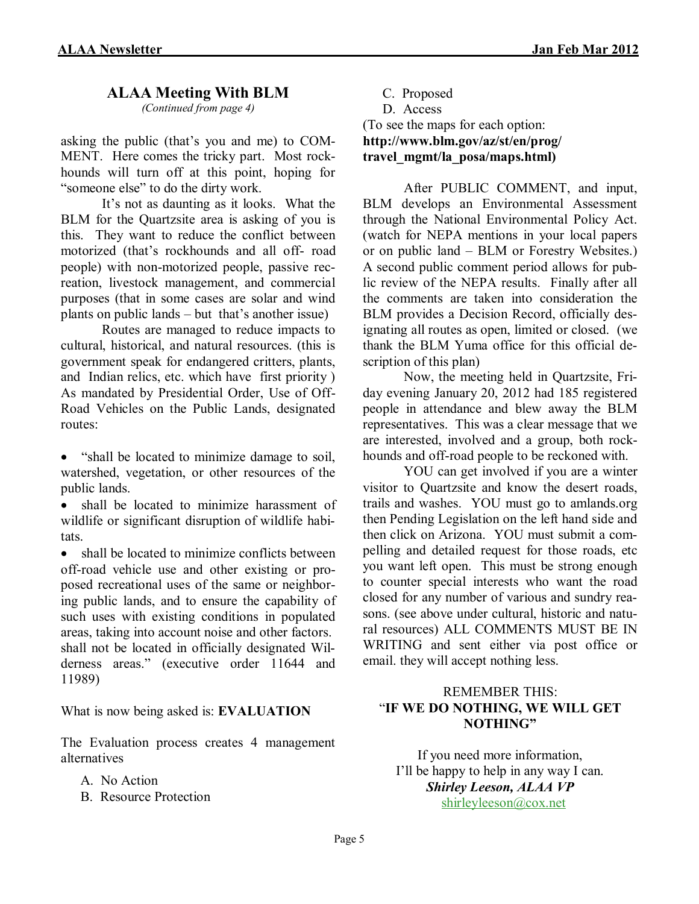## ALAA Meeting With BLM

*(Continued from page 4)*

asking the public (that's you and me) to COMMENT. Here comes the tricky part. Most rockhounds will turn off at this point, hoping for "someone else" to do the dirty work.

It's not as daunting as it looks. What the BLM for the Quartzsite area is asking of you is this. They want to reduce the conflict between motorized (that's rockhounds and all off- road people) with non-motorized people, passive recreation, livestock management, and commercial purposes (that in some cases are solar and wind plants on public lands – but that's another issue)

Routes are managed to reduce impacts to cultural, historical, and natural resources. (this is government speak for endangered critters, plants, and Indian relics, etc. which have first priority ) As mandated by Presidential Order, Use of Off-Road Vehicles on the Public Lands, designated routes:

- "shall be located to minimize damage to soil, watershed, vegetation, or other resources of the public lands.
- shall be located to minimize harassment of wildlife or significant disruption of wildlife habitats.
- shall be located to minimize conflicts between off-road vehicle use and other existing or proposed recreational uses of the same or neighboring public lands, and to ensure the capability of such uses with existing conditions in populated areas, taking into account noise and other factors.

shall not be located in officially designated Wilderness areas." (executive order 11644 and 11989)

What is now being asked is: **EVALUATION**

The Evaluation process creates 4 management alternatives

A. No Action
B. Resource Protection
C. Proposed
D. Access

(To see the maps for each option: **http://www.blm.gov/az/st/en/prog/travel_mgmt/la_posa/maps.html)**

After PUBLIC COMMENT, and input, BLM develops an Environmental Assessment through the National Environmental Policy Act. (watch for NEPA mentions in your local papers or on public land – BLM or Forestry Websites.) A second public comment period allows for public review of the NEPA results. Finally after all the comments are taken into consideration the BLM provides a Decision Record, officially designating all routes as open, limited or closed. (we thank the BLM Yuma office for this official description of this plan)

Now, the meeting held in Quartzsite, Friday evening January 20, 2012 had 185 registered people in attendance and blew away the BLM representatives. This was a clear message that we are interested, involved and a group, both rockhounds and off-road people to be reckoned with.

YOU can get involved if you are a winter visitor to Quartzsite and know the desert roads, trails and washes. YOU must go to amlands.org then Pending Legislation on the left hand side and then click on Arizona. YOU must submit a compelling and detailed request for those roads, etc you want left open. This must be strong enough to counter special interests who want the road closed for any number of various and sundry reasons. (see above under cultural, historic and natural resources) ALL COMMENTS MUST BE IN WRITING and sent either via post office or email. they will accept nothing less.

REMEMBER THIS:
"**IF WE DO NOTHING, WE WILL GET NOTHING"**

If you need more information,
I'll be happy to help in any way I can.
***Shirley Leeson, ALAA VP***
shirleyleeson@cox.net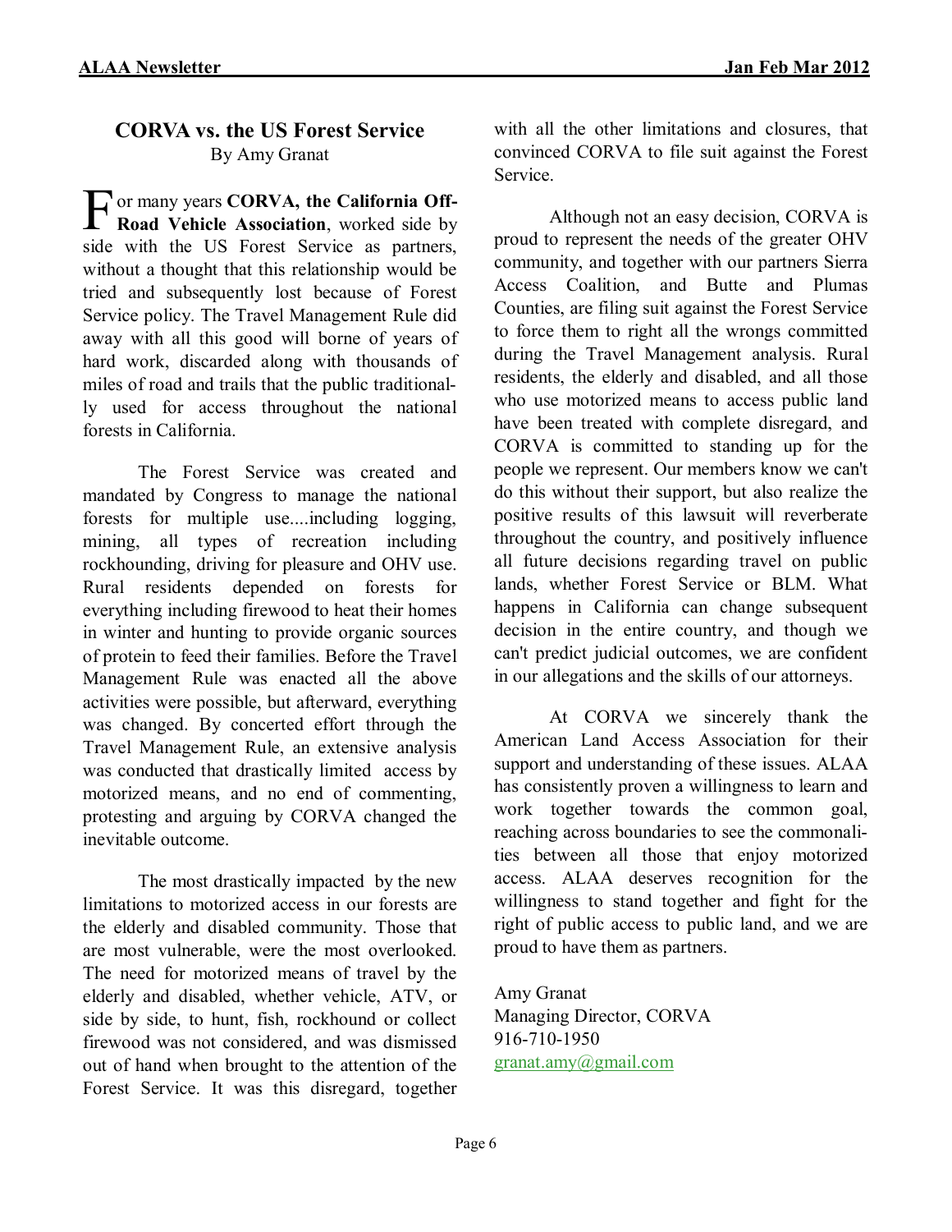## CORVA vs. the US Forest Service

By Amy Granat

For many years **CORVA, the California Off-Road Vehicle Association**, worked side by side with the US Forest Service as partners, without a thought that this relationship would be tried and subsequently lost because of Forest Service policy. The Travel Management Rule did away with all this good will borne of years of hard work, discarded along with thousands of miles of road and trails that the public traditionally used for access throughout the national forests in California.

The Forest Service was created and mandated by Congress to manage the national forests for multiple use....including logging, mining, all types of recreation including rockhounding, driving for pleasure and OHV use. Rural residents depended on forests for everything including firewood to heat their homes in winter and hunting to provide organic sources of protein to feed their families. Before the Travel Management Rule was enacted all the above activities were possible, but afterward, everything was changed. By concerted effort through the Travel Management Rule, an extensive analysis was conducted that drastically limited access by motorized means, and no end of commenting, protesting and arguing by CORVA changed the inevitable outcome.

The most drastically impacted by the new limitations to motorized access in our forests are the elderly and disabled community. Those that are most vulnerable, were the most overlooked. The need for motorized means of travel by the elderly and disabled, whether vehicle, ATV, or side by side, to hunt, fish, rockhound or collect firewood was not considered, and was dismissed out of hand when brought to the attention of the Forest Service. It was this disregard, together with all the other limitations and closures, that convinced CORVA to file suit against the Forest Service.

Although not an easy decision, CORVA is proud to represent the needs of the greater OHV community, and together with our partners Sierra Access Coalition, and Butte and Plumas Counties, are filing suit against the Forest Service to force them to right all the wrongs committed during the Travel Management analysis. Rural residents, the elderly and disabled, and all those who use motorized means to access public land have been treated with complete disregard, and CORVA is committed to standing up for the people we represent. Our members know we can't do this without their support, but also realize the positive results of this lawsuit will reverberate throughout the country, and positively influence all future decisions regarding travel on public lands, whether Forest Service or BLM. What happens in California can change subsequent decision in the entire country, and though we can't predict judicial outcomes, we are confident in our allegations and the skills of our attorneys.

At CORVA we sincerely thank the American Land Access Association for their support and understanding of these issues. ALAA has consistently proven a willingness to learn and work together towards the common goal, reaching across boundaries to see the commonalities between all those that enjoy motorized access. ALAA deserves recognition for the willingness to stand together and fight for the right of public access to public land, and we are proud to have them as partners.

Amy Granat  
Managing Director, CORVA  
916-710-1950  
granat.amy@gmail.com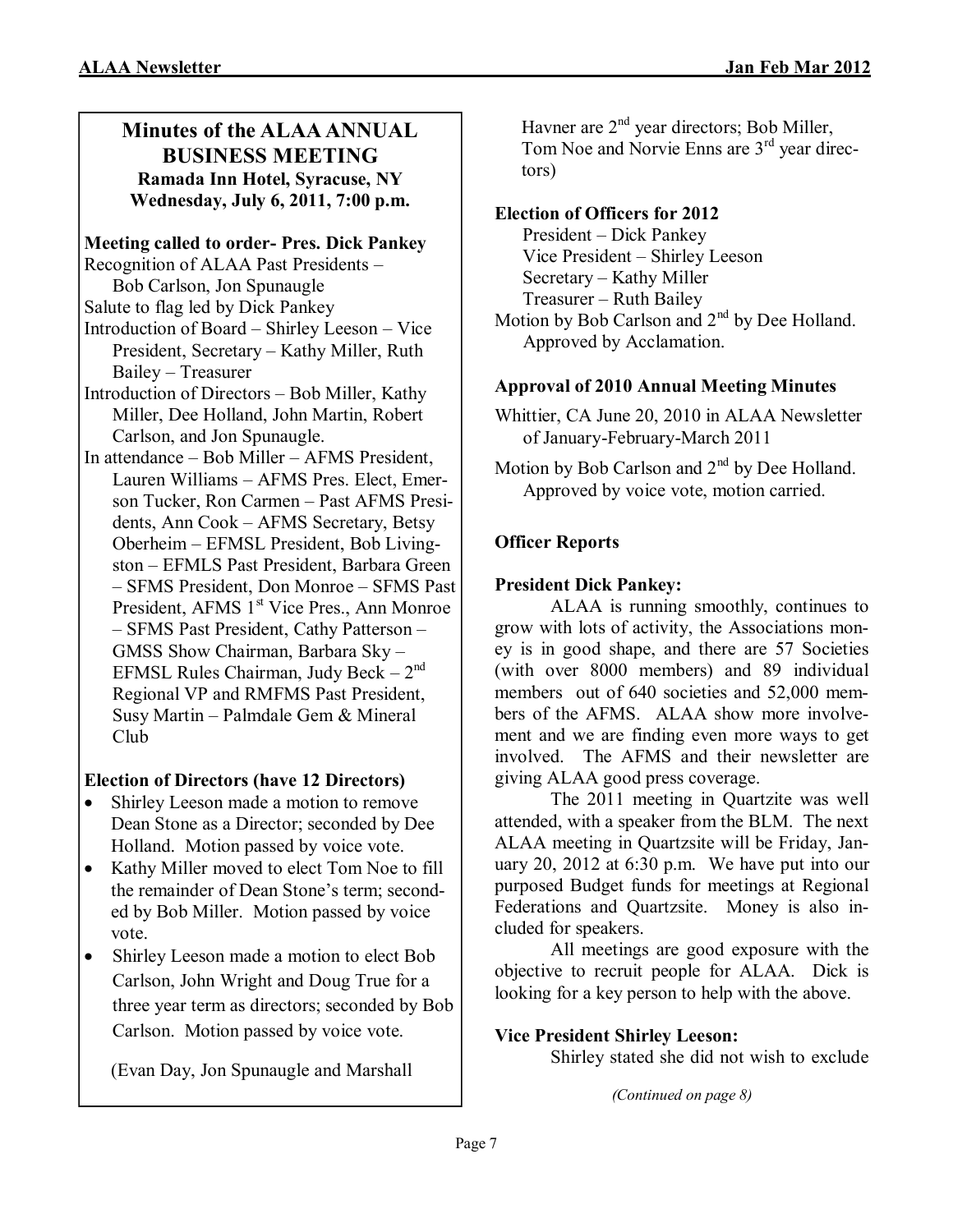## Minutes of the ALAA ANNUAL BUSINESS MEETING

**Ramada Inn Hotel, Syracuse, NY**
**Wednesday, July 6, 2011, 7:00 p.m.**

**Meeting called to order- Pres. Dick Pankey**

Recognition of ALAA Past Presidents – Bob Carlson, Jon Spunaugle

Salute to flag led by Dick Pankey

Introduction of Board – Shirley Leeson – Vice President, Secretary – Kathy Miller, Ruth Bailey – Treasurer

Introduction of Directors – Bob Miller, Kathy Miller, Dee Holland, John Martin, Robert Carlson, and Jon Spunaugle.

In attendance – Bob Miller – AFMS President, Lauren Williams – AFMS Pres. Elect, Emerson Tucker, Ron Carmen – Past AFMS Presidents, Ann Cook – AFMS Secretary, Betsy Oberheim – EFMSL President, Bob Livingston – EFMLS Past President, Barbara Green – SFMS President, Don Monroe – SFMS Past President, AFMS 1st Vice Pres., Ann Monroe – SFMS Past President, Cathy Patterson – GMSS Show Chairman, Barbara Sky – EFMSL Rules Chairman, Judy Beck – 2nd Regional VP and RMFMS Past President, Susy Martin – Palmdale Gem & Mineral Club

**Election of Directors (have 12 Directors)**

- Shirley Leeson made a motion to remove Dean Stone as a Director; seconded by Dee Holland. Motion passed by voice vote.
- Kathy Miller moved to elect Tom Noe to fill the remainder of Dean Stone's term; seconded by Bob Miller. Motion passed by voice vote.
- Shirley Leeson made a motion to elect Bob Carlson, John Wright and Doug True for a three year term as directors; seconded by Bob Carlson. Motion passed by voice vote.

(Evan Day, Jon Spunaugle and Marshall Havner are 2nd year directors; Bob Miller, Tom Noe and Norvie Enns are 3rd year directors)

**Election of Officers for 2012**

President – Dick Pankey
Vice President – Shirley Leeson
Secretary – Kathy Miller
Treasurer – Ruth Bailey

Motion by Bob Carlson and 2nd by Dee Holland. Approved by Acclamation.

**Approval of 2010 Annual Meeting Minutes**

Whittier, CA June 20, 2010 in ALAA Newsletter of January-February-March 2011

Motion by Bob Carlson and 2nd by Dee Holland. Approved by voice vote, motion carried.

**Officer Reports**

**President Dick Pankey:**

ALAA is running smoothly, continues to grow with lots of activity, the Associations money is in good shape, and there are 57 Societies (with over 8000 members) and 89 individual members out of 640 societies and 52,000 members of the AFMS. ALAA show more involvement and we are finding even more ways to get involved. The AFMS and their newsletter are giving ALAA good press coverage.

The 2011 meeting in Quartzite was well attended, with a speaker from the BLM. The next ALAA meeting in Quartzsite will be Friday, January 20, 2012 at 6:30 p.m. We have put into our purposed Budget funds for meetings at Regional Federations and Quartzsite. Money is also included for speakers.

All meetings are good exposure with the objective to recruit people for ALAA. Dick is looking for a key person to help with the above.

**Vice President Shirley Leeson:**

Shirley stated she did not wish to exclude

*(Continued on page 8)*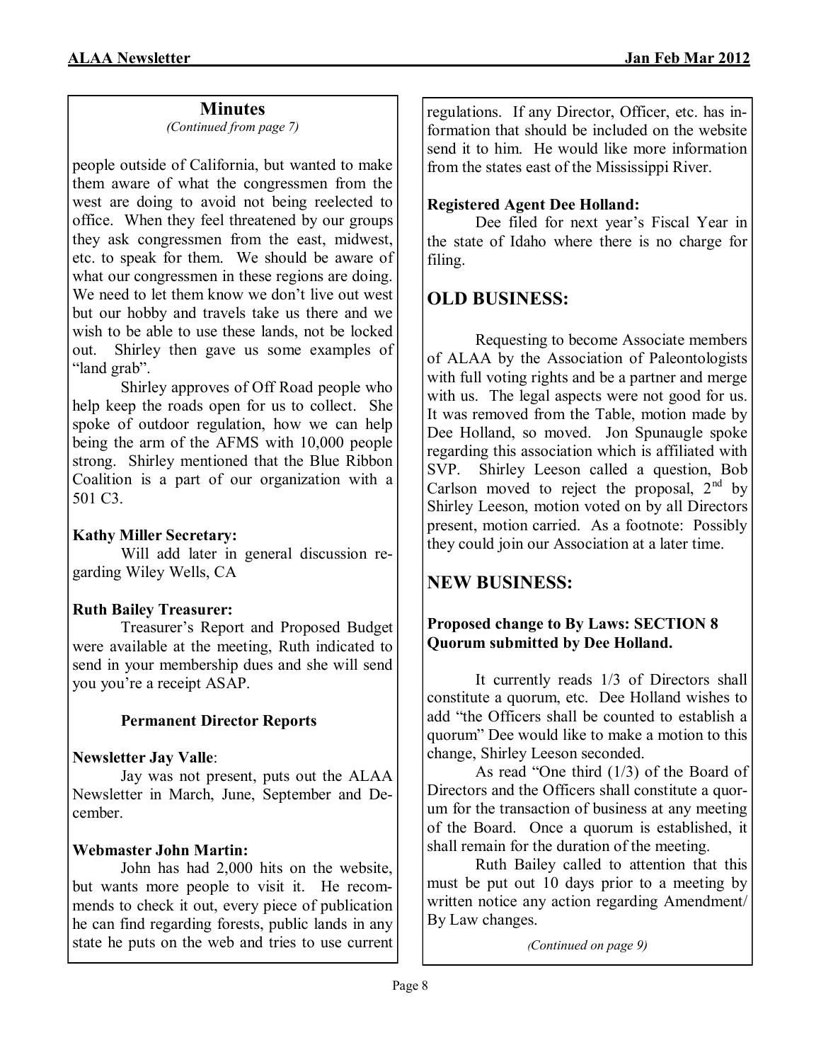## Minutes

*(Continued from page 7)*

people outside of California, but wanted to make them aware of what the congressmen from the west are doing to avoid not being reelected to office. When they feel threatened by our groups they ask congressmen from the east, midwest, etc. to speak for them. We should be aware of what our congressmen in these regions are doing. We need to let them know we don't live out west but our hobby and travels take us there and we wish to be able to use these lands, not be locked out. Shirley then gave us some examples of "land grab".

Shirley approves of Off Road people who help keep the roads open for us to collect. She spoke of outdoor regulation, how we can help being the arm of the AFMS with 10,000 people strong. Shirley mentioned that the Blue Ribbon Coalition is a part of our organization with a 501 C3.

**Kathy Miller Secretary:**

Will add later in general discussion regarding Wiley Wells, CA

**Ruth Bailey Treasurer:**

Treasurer's Report and Proposed Budget were available at the meeting, Ruth indicated to send in your membership dues and she will send you you're a receipt ASAP.

**Permanent Director Reports**

**Newsletter Jay Valle**:

Jay was not present, puts out the ALAA Newsletter in March, June, September and December.

**Webmaster John Martin:**

John has had 2,000 hits on the website, but wants more people to visit it. He recommends to check it out, every piece of publication he can find regarding forests, public lands in any state he puts on the web and tries to use current regulations. If any Director, Officer, etc. has information that should be included on the website send it to him. He would like more information from the states east of the Mississippi River.

**Registered Agent Dee Holland:**

Dee filed for next year's Fiscal Year in the state of Idaho where there is no charge for filing.

## OLD BUSINESS:

Requesting to become Associate members of ALAA by the Association of Paleontologists with full voting rights and be a partner and merge with us. The legal aspects were not good for us. It was removed from the Table, motion made by Dee Holland, so moved. Jon Spunaugle spoke regarding this association which is affiliated with SVP. Shirley Leeson called a question, Bob Carlson moved to reject the proposal, 2nd by Shirley Leeson, motion voted on by all Directors present, motion carried. As a footnote: Possibly they could join our Association at a later time.

## NEW BUSINESS:

**Proposed change to By Laws: SECTION 8 Quorum submitted by Dee Holland.**

It currently reads 1/3 of Directors shall constitute a quorum, etc. Dee Holland wishes to add "the Officers shall be counted to establish a quorum" Dee would like to make a motion to this change, Shirley Leeson seconded.

As read "One third (1/3) of the Board of Directors and the Officers shall constitute a quorum for the transaction of business at any meeting of the Board. Once a quorum is established, it shall remain for the duration of the meeting.

Ruth Bailey called to attention that this must be put out 10 days prior to a meeting by written notice any action regarding Amendment/ By Law changes.

*(Continued on page 9)*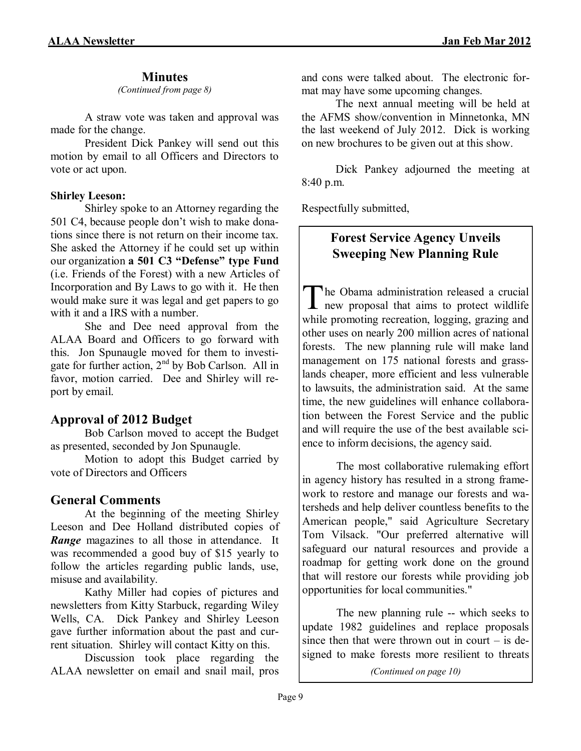## Minutes

*(Continued from page 8)*

A straw vote was taken and approval was made for the change.

President Dick Pankey will send out this motion by email to all Officers and Directors to vote or act upon.

**Shirley Leeson:**

Shirley spoke to an Attorney regarding the 501 C4, because people don't wish to make donations since there is not return on their income tax. She asked the Attorney if he could set up within our organization **a 501 C3 "Defense" type Fund** (i.e. Friends of the Forest) with a new Articles of Incorporation and By Laws to go with it. He then would make sure it was legal and get papers to go with it and a IRS with a number.

She and Dee need approval from the ALAA Board and Officers to go forward with this. Jon Spunaugle moved for them to investigate for further action, 2nd by Bob Carlson. All in favor, motion carried. Dee and Shirley will report by email.

## Approval of 2012 Budget

Bob Carlson moved to accept the Budget as presented, seconded by Jon Spunaugle.

Motion to adopt this Budget carried by vote of Directors and Officers

## General Comments

At the beginning of the meeting Shirley Leeson and Dee Holland distributed copies of ***Range*** magazines to all those in attendance. It was recommended a good buy of $15 yearly to follow the articles regarding public lands, use, misuse and availability.

Kathy Miller had copies of pictures and newsletters from Kitty Starbuck, regarding Wiley Wells, CA. Dick Pankey and Shirley Leeson gave further information about the past and current situation. Shirley will contact Kitty on this.

Discussion took place regarding the ALAA newsletter on email and snail mail, pros and cons were talked about. The electronic format may have some upcoming changes.

The next annual meeting will be held at the AFMS show/convention in Minnetonka, MN the last weekend of July 2012. Dick is working on new brochures to be given out at this show.

Dick Pankey adjourned the meeting at 8:40 p.m.

Respectfully submitted,

## Forest Service Agency Unveils Sweeping New Planning Rule

The Obama administration released a crucial new proposal that aims to protect wildlife while promoting recreation, logging, grazing and other uses on nearly 200 million acres of national forests. The new planning rule will make land management on 175 national forests and grasslands cheaper, more efficient and less vulnerable to lawsuits, the administration said. At the same time, the new guidelines will enhance collaboration between the Forest Service and the public and will require the use of the best available science to inform decisions, the agency said.

The most collaborative rulemaking effort in agency history has resulted in a strong framework to restore and manage our forests and watersheds and help deliver countless benefits to the American people," said Agriculture Secretary Tom Vilsack. "Our preferred alternative will safeguard our natural resources and provide a roadmap for getting work done on the ground that will restore our forests while providing job opportunities for local communities."

The new planning rule -- which seeks to update 1982 guidelines and replace proposals since then that were thrown out in court – is designed to make forests more resilient to threats

*(Continued on page 10)*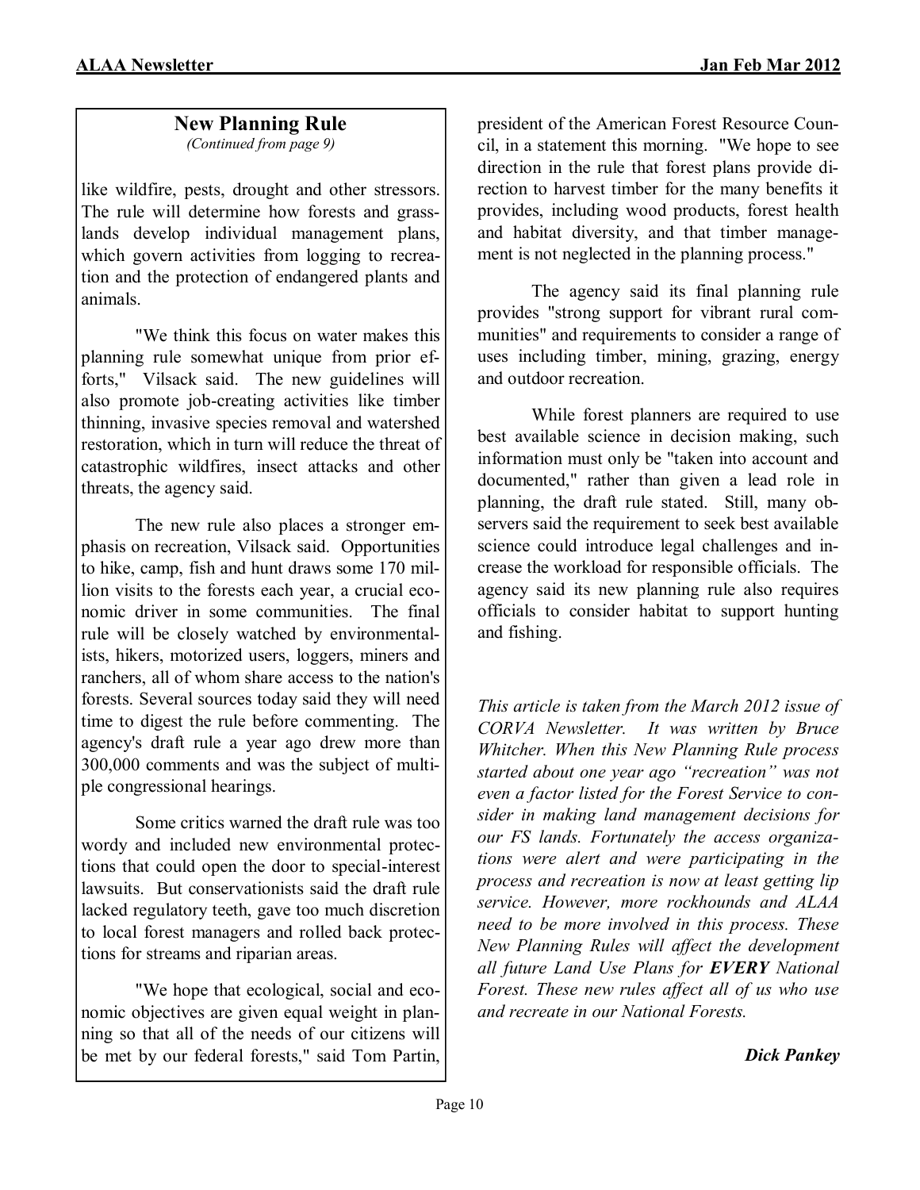## New Planning Rule

*(Continued from page 9)*

like wildfire, pests, drought and other stressors. The rule will determine how forests and grasslands develop individual management plans, which govern activities from logging to recreation and the protection of endangered plants and animals.

"We think this focus on water makes this planning rule somewhat unique from prior efforts," Vilsack said. The new guidelines will also promote job-creating activities like timber thinning, invasive species removal and watershed restoration, which in turn will reduce the threat of catastrophic wildfires, insect attacks and other threats, the agency said.

The new rule also places a stronger emphasis on recreation, Vilsack said. Opportunities to hike, camp, fish and hunt draws some 170 million visits to the forests each year, a crucial economic driver in some communities. The final rule will be closely watched by environmentalists, hikers, motorized users, loggers, miners and ranchers, all of whom share access to the nation's forests. Several sources today said they will need time to digest the rule before commenting. The agency's draft rule a year ago drew more than 300,000 comments and was the subject of multiple congressional hearings.

Some critics warned the draft rule was too wordy and included new environmental protections that could open the door to special-interest lawsuits. But conservationists said the draft rule lacked regulatory teeth, gave too much discretion to local forest managers and rolled back protections for streams and riparian areas.

"We hope that ecological, social and economic objectives are given equal weight in planning so that all of the needs of our citizens will be met by our federal forests," said Tom Partin, president of the American Forest Resource Council, in a statement this morning. "We hope to see direction in the rule that forest plans provide direction to harvest timber for the many benefits it provides, including wood products, forest health and habitat diversity, and that timber management is not neglected in the planning process."

The agency said its final planning rule provides "strong support for vibrant rural communities" and requirements to consider a range of uses including timber, mining, grazing, energy and outdoor recreation.

While forest planners are required to use best available science in decision making, such information must only be "taken into account and documented," rather than given a lead role in planning, the draft rule stated. Still, many observers said the requirement to seek best available science could introduce legal challenges and increase the workload for responsible officials. The agency said its new planning rule also requires officials to consider habitat to support hunting and fishing.

*This article is taken from the March 2012 issue of CORVA Newsletter. It was written by Bruce Whitcher. When this New Planning Rule process started about one year ago "recreation" was not even a factor listed for the Forest Service to consider in making land management decisions for our FS lands. Fortunately the access organizations were alert and were participating in the process and recreation is now at least getting lip service. However, more rockhounds and ALAA need to be more involved in this process. These New Planning Rules will affect the development all future Land Use Plans for **EVERY** National Forest. These new rules affect all of us who use and recreate in our National Forests.*

***Dick Pankey***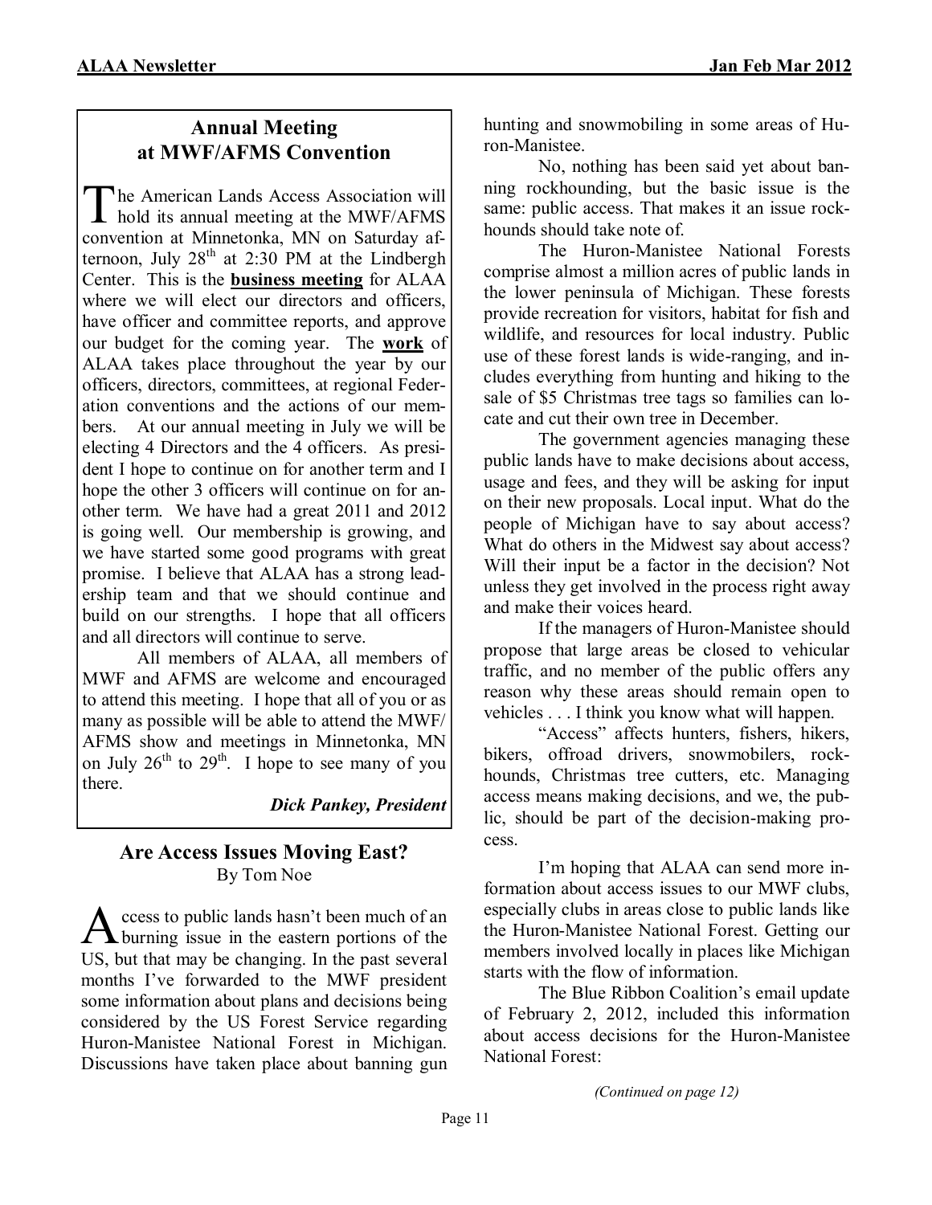## Annual Meeting at MWF/AFMS Convention

The American Lands Access Association will hold its annual meeting at the MWF/AFMS convention at Minnetonka, MN on Saturday afternoon, July 28th at 2:30 PM at the Lindbergh Center. This is the **business meeting** for ALAA where we will elect our directors and officers, have officer and committee reports, and approve our budget for the coming year. The **work** of ALAA takes place throughout the year by our officers, directors, committees, at regional Federation conventions and the actions of our members. At our annual meeting in July we will be electing 4 Directors and the 4 officers. As president I hope to continue on for another term and I hope the other 3 officers will continue on for another term. We have had a great 2011 and 2012 is going well. Our membership is growing, and we have started some good programs with great promise. I believe that ALAA has a strong leadership team and that we should continue and build on our strengths. I hope that all officers and all directors will continue to serve.

All members of ALAA, all members of MWF and AFMS are welcome and encouraged to attend this meeting. I hope that all of you or as many as possible will be able to attend the MWF/AFMS show and meetings in Minnetonka, MN on July 26th to 29th. I hope to see many of you there.

***Dick Pankey, President***

## Are Access Issues Moving East?

By Tom Noe

Access to public lands hasn't been much of an burning issue in the eastern portions of the US, but that may be changing. In the past several months I've forwarded to the MWF president some information about plans and decisions being considered by the US Forest Service regarding Huron-Manistee National Forest in Michigan. Discussions have taken place about banning gun hunting and snowmobiling in some areas of Huron-Manistee.

No, nothing has been said yet about banning rockhounding, but the basic issue is the same: public access. That makes it an issue rockhounds should take note of.

The Huron-Manistee National Forests comprise almost a million acres of public lands in the lower peninsula of Michigan. These forests provide recreation for visitors, habitat for fish and wildlife, and resources for local industry. Public use of these forest lands is wide-ranging, and includes everything from hunting and hiking to the sale of $5 Christmas tree tags so families can locate and cut their own tree in December.

The government agencies managing these public lands have to make decisions about access, usage and fees, and they will be asking for input on their new proposals. Local input. What do the people of Michigan have to say about access? What do others in the Midwest say about access? Will their input be a factor in the decision? Not unless they get involved in the process right away and make their voices heard.

If the managers of Huron-Manistee should propose that large areas be closed to vehicular traffic, and no member of the public offers any reason why these areas should remain open to vehicles . . . I think you know what will happen.

"Access" affects hunters, fishers, hikers, bikers, offroad drivers, snowmobilers, rockhounds, Christmas tree cutters, etc. Managing access means making decisions, and we, the public, should be part of the decision-making process.

I'm hoping that ALAA can send more information about access issues to our MWF clubs, especially clubs in areas close to public lands like the Huron-Manistee National Forest. Getting our members involved locally in places like Michigan starts with the flow of information.

The Blue Ribbon Coalition's email update of February 2, 2012, included this information about access decisions for the Huron-Manistee National Forest:

*(Continued on page 12)*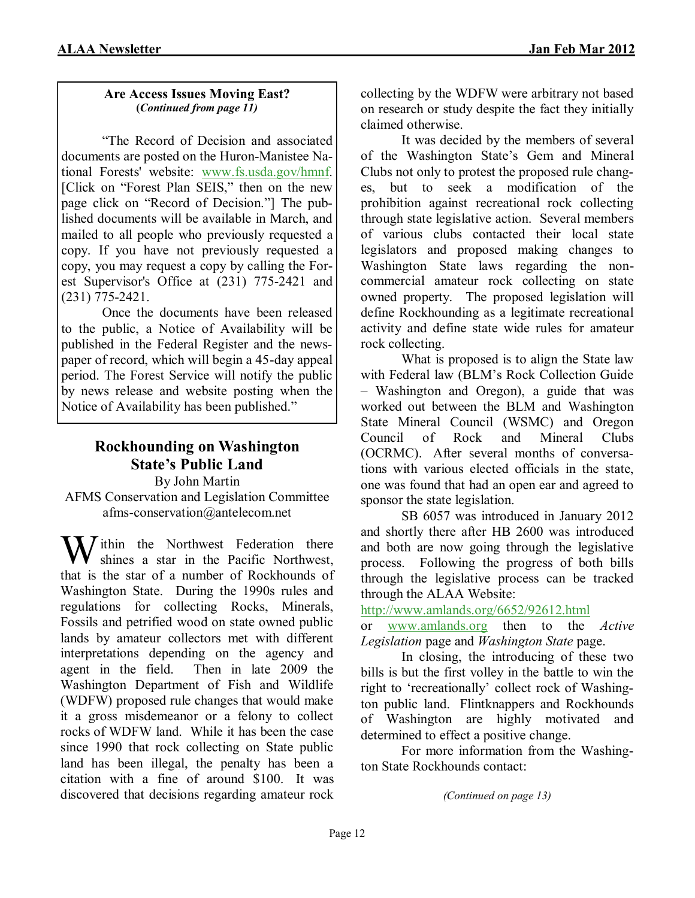**Are Access Issues Moving East?**
***(Continued from page 11)***

"The Record of Decision and associated documents are posted on the Huron-Manistee National Forests' website: www.fs.usda.gov/hmnf. [Click on "Forest Plan SEIS," then on the new page click on "Record of Decision."] The published documents will be available in March, and mailed to all people who previously requested a copy. If you have not previously requested a copy, you may request a copy by calling the Forest Supervisor's Office at (231) 775-2421 and (231) 775-2421.

Once the documents have been released to the public, a Notice of Availability will be published in the Federal Register and the newspaper of record, which will begin a 45-day appeal period. The Forest Service will notify the public by news release and website posting when the Notice of Availability has been published."

## Rockhounding on Washington State's Public Land

By John Martin
AFMS Conservation and Legislation Committee
afms-conservation@antelecom.net

Within the Northwest Federation there shines a star in the Pacific Northwest, that is the star of a number of Rockhounds of Washington State. During the 1990s rules and regulations for collecting Rocks, Minerals, Fossils and petrified wood on state owned public lands by amateur collectors met with different interpretations depending on the agency and agent in the field. Then in late 2009 the Washington Department of Fish and Wildlife (WDFW) proposed rule changes that would make it a gross misdemeanor or a felony to collect rocks of WDFW land. While it has been the case since 1990 that rock collecting on State public land has been illegal, the penalty has been a citation with a fine of around $100. It was discovered that decisions regarding amateur rock collecting by the WDFW were arbitrary not based on research or study despite the fact they initially claimed otherwise.

It was decided by the members of several of the Washington State's Gem and Mineral Clubs not only to protest the proposed rule changes, but to seek a modification of the prohibition against recreational rock collecting through state legislative action. Several members of various clubs contacted their local state legislators and proposed making changes to Washington State laws regarding the non-commercial amateur rock collecting on state owned property. The proposed legislation will define Rockhounding as a legitimate recreational activity and define state wide rules for amateur rock collecting.

What is proposed is to align the State law with Federal law (BLM's Rock Collection Guide – Washington and Oregon), a guide that was worked out between the BLM and Washington State Mineral Council (WSMC) and Oregon Council of Rock and Mineral Clubs (OCRMC). After several months of conversations with various elected officials in the state, one was found that had an open ear and agreed to sponsor the state legislation.

SB 6057 was introduced in January 2012 and shortly there after HB 2600 was introduced and both are now going through the legislative process. Following the progress of both bills through the legislative process can be tracked through the ALAA Website:
http://www.amlands.org/6652/92612.html
or www.amlands.org then to the *Active Legislation* page and *Washington State* page.

In closing, the introducing of these two bills is but the first volley in the battle to win the right to 'recreationally' collect rock of Washington public land. Flintknappers and Rockhounds of Washington are highly motivated and determined to effect a positive change.

For more information from the Washington State Rockhounds contact:

*(Continued on page 13)*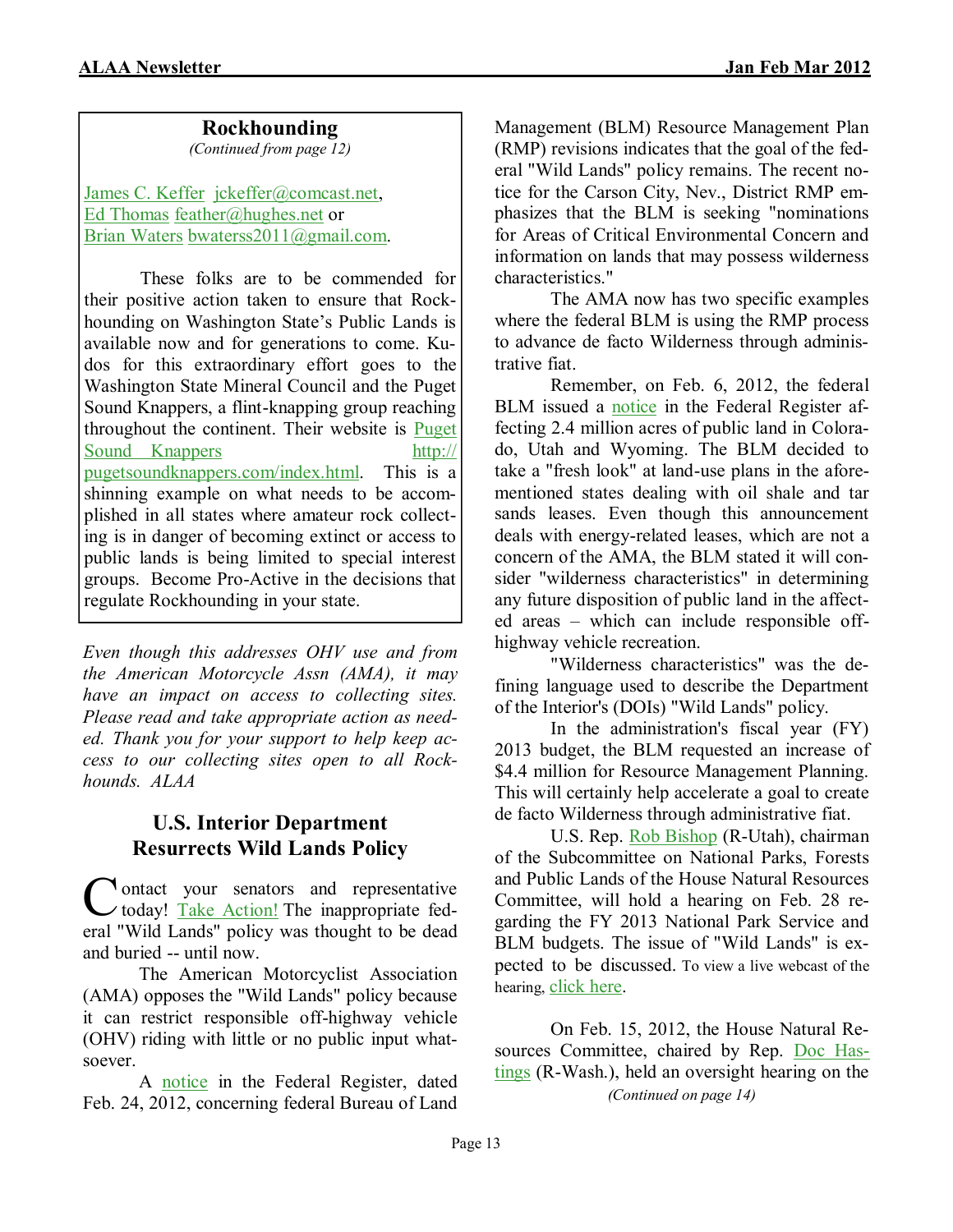## Rockhounding

*(Continued from page 12)*

James C. Keffer jckeffer@comcast.net,
Ed Thomas feather@hughes.net or
Brian Waters bwaterss2011@gmail.com.

These folks are to be commended for their positive action taken to ensure that Rockhounding on Washington State's Public Lands is available now and for generations to come. Kudos for this extraordinary effort goes to the Washington State Mineral Council and the Puget Sound Knappers, a flint-knapping group reaching throughout the continent. Their website is Puget Sound Knappers http://pugetsoundknappers.com/index.html. This is a shinning example on what needs to be accomplished in all states where amateur rock collecting is in danger of becoming extinct or access to public lands is being limited to special interest groups. Become Pro-Active in the decisions that regulate Rockhounding in your state.

*Even though this addresses OHV use and from the American Motorcycle Assn (AMA), it may have an impact on access to collecting sites. Please read and take appropriate action as needed. Thank you for your support to help keep access to our collecting sites open to all Rockhounds. ALAA*

## U.S. Interior Department Resurrects Wild Lands Policy

Contact your senators and representative today! Take Action! The inappropriate federal "Wild Lands" policy was thought to be dead and buried -- until now.

The American Motorcyclist Association (AMA) opposes the "Wild Lands" policy because it can restrict responsible off-highway vehicle (OHV) riding with little or no public input whatsoever.

A notice in the Federal Register, dated Feb. 24, 2012, concerning federal Bureau of Land Management (BLM) Resource Management Plan (RMP) revisions indicates that the goal of the federal "Wild Lands" policy remains. The recent notice for the Carson City, Nev., District RMP emphasizes that the BLM is seeking "nominations for Areas of Critical Environmental Concern and information on lands that may possess wilderness characteristics."

The AMA now has two specific examples where the federal BLM is using the RMP process to advance de facto Wilderness through administrative fiat.

Remember, on Feb. 6, 2012, the federal BLM issued a notice in the Federal Register affecting 2.4 million acres of public land in Colorado, Utah and Wyoming. The BLM decided to take a "fresh look" at land-use plans in the aforementioned states dealing with oil shale and tar sands leases. Even though this announcement deals with energy-related leases, which are not a concern of the AMA, the BLM stated it will consider "wilderness characteristics" in determining any future disposition of public land in the affected areas – which can include responsible off-highway vehicle recreation.

"Wilderness characteristics" was the defining language used to describe the Department of the Interior's (DOIs) "Wild Lands" policy.

In the administration's fiscal year (FY) 2013 budget, the BLM requested an increase of $4.4 million for Resource Management Planning. This will certainly help accelerate a goal to create de facto Wilderness through administrative fiat.

U.S. Rep. Rob Bishop (R-Utah), chairman of the Subcommittee on National Parks, Forests and Public Lands of the House Natural Resources Committee, will hold a hearing on Feb. 28 regarding the FY 2013 National Park Service and BLM budgets. The issue of "Wild Lands" is expected to be discussed. To view a live webcast of the hearing, click here.

On Feb. 15, 2012, the House Natural Resources Committee, chaired by Rep. Doc Hastings (R-Wash.), held an oversight hearing on the

*(Continued on page 14)*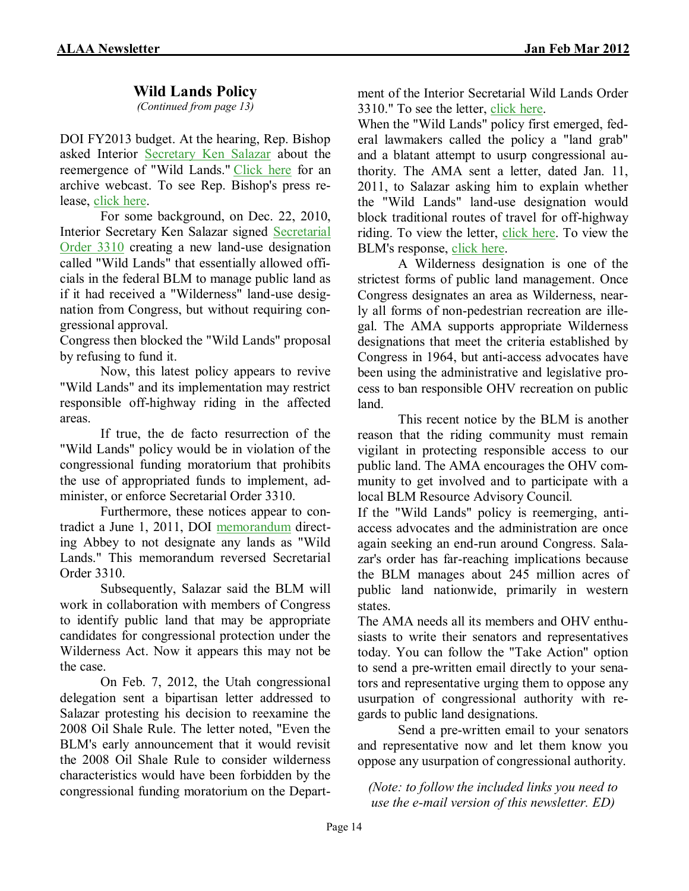## Wild Lands Policy

*(Continued from page 13)*

DOI FY2013 budget. At the hearing, Rep. Bishop asked Interior Secretary Ken Salazar about the reemergence of "Wild Lands." Click here for an archive webcast. To see Rep. Bishop's press release, click here.

For some background, on Dec. 22, 2010, Interior Secretary Ken Salazar signed Secretarial Order 3310 creating a new land-use designation called "Wild Lands" that essentially allowed officials in the federal BLM to manage public land as if it had received a "Wilderness" land-use designation from Congress, but without requiring congressional approval.

Congress then blocked the "Wild Lands" proposal by refusing to fund it.

Now, this latest policy appears to revive "Wild Lands" and its implementation may restrict responsible off-highway riding in the affected areas.

If true, the de facto resurrection of the "Wild Lands" policy would be in violation of the congressional funding moratorium that prohibits the use of appropriated funds to implement, administer, or enforce Secretarial Order 3310.

Furthermore, these notices appear to contradict a June 1, 2011, DOI memorandum directing Abbey to not designate any lands as "Wild Lands." This memorandum reversed Secretarial Order 3310.

Subsequently, Salazar said the BLM will work in collaboration with members of Congress to identify public land that may be appropriate candidates for congressional protection under the Wilderness Act. Now it appears this may not be the case.

On Feb. 7, 2012, the Utah congressional delegation sent a bipartisan letter addressed to Salazar protesting his decision to reexamine the 2008 Oil Shale Rule. The letter noted, "Even the BLM's early announcement that it would revisit the 2008 Oil Shale Rule to consider wilderness characteristics would have been forbidden by the congressional funding moratorium on the Department of the Interior Secretarial Wild Lands Order 3310." To see the letter, click here.

When the "Wild Lands" policy first emerged, federal lawmakers called the policy a "land grab" and a blatant attempt to usurp congressional authority. The AMA sent a letter, dated Jan. 11, 2011, to Salazar asking him to explain whether the "Wild Lands" land-use designation would block traditional routes of travel for off-highway riding. To view the letter, click here. To view the BLM's response, click here.

A Wilderness designation is one of the strictest forms of public land management. Once Congress designates an area as Wilderness, nearly all forms of non-pedestrian recreation are illegal. The AMA supports appropriate Wilderness designations that meet the criteria established by Congress in 1964, but anti-access advocates have been using the administrative and legislative process to ban responsible OHV recreation on public land.

This recent notice by the BLM is another reason that the riding community must remain vigilant in protecting responsible access to our public land. The AMA encourages the OHV community to get involved and to participate with a local BLM Resource Advisory Council.

If the "Wild Lands" policy is reemerging, anti-access advocates and the administration are once again seeking an end-run around Congress. Salazar's order has far-reaching implications because the BLM manages about 245 million acres of public land nationwide, primarily in western states.

The AMA needs all its members and OHV enthusiasts to write their senators and representatives today. You can follow the "Take Action" option to send a pre-written email directly to your senators and representative urging them to oppose any usurpation of congressional authority with regards to public land designations.

Send a pre-written email to your senators and representative now and let them know you oppose any usurpation of congressional authority.

*(Note: to follow the included links you need to use the e-mail version of this newsletter. ED)*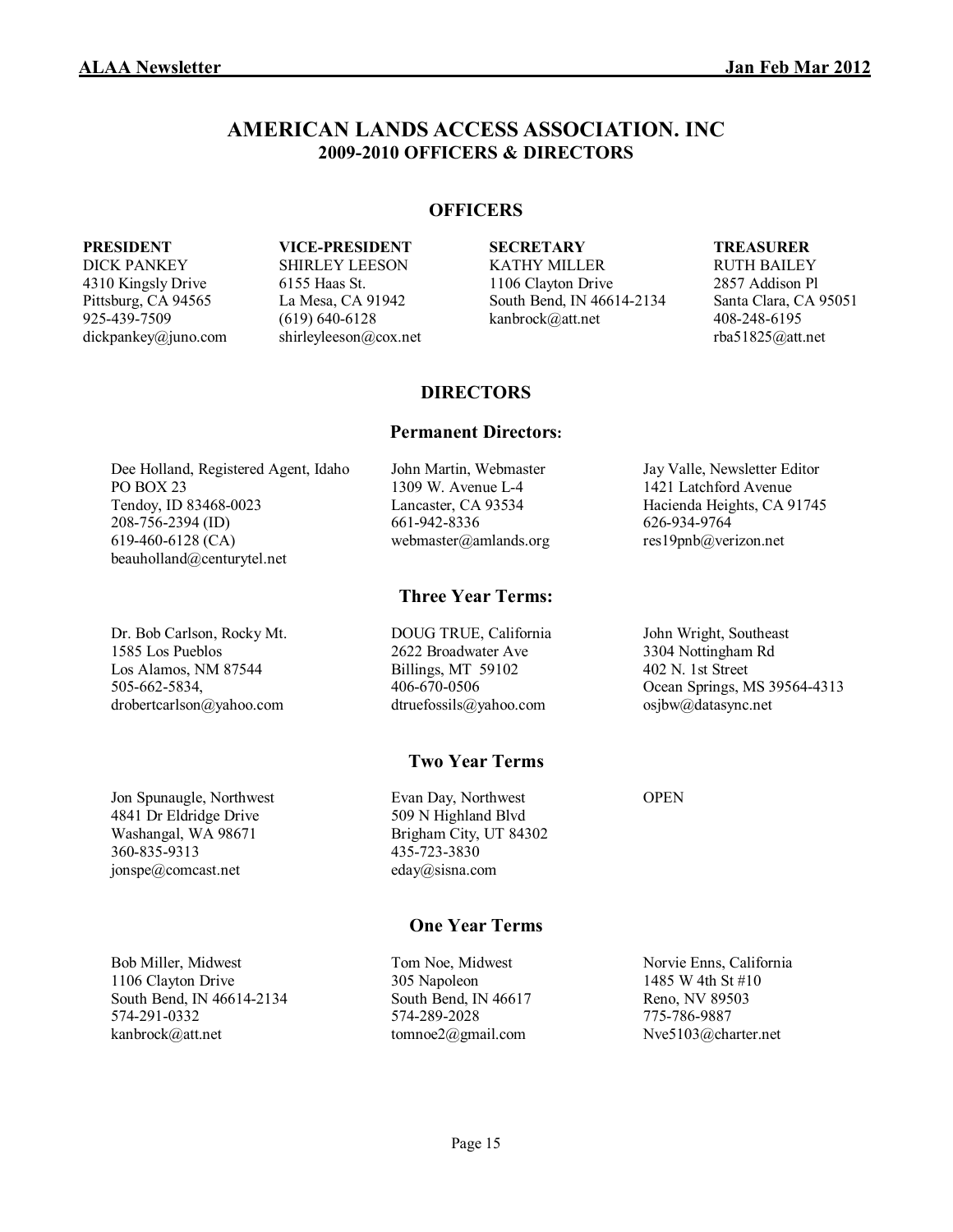# AMERICAN LANDS ACCESS ASSOCIATION. INC
## 2009-2010 OFFICERS & DIRECTORS

### OFFICERS

**PRESIDENT**
DICK PANKEY
4310 Kingsly Drive
Pittsburg, CA 94565
925-439-7509
dickpankey@juno.com

**VICE-PRESIDENT**
SHIRLEY LEESON
6155 Haas St.
La Mesa, CA 91942
(619) 640-6128
shirleyleeson@cox.net

**SECRETARY**
KATHY MILLER
1106 Clayton Drive
South Bend, IN 46614-2134
kanbrock@att.net

**TREASURER**
RUTH BAILEY
2857 Addison Pl
Santa Clara, CA 95051
408-248-6195
rba51825@att.net

### DIRECTORS

#### Permanent Directors:

Dee Holland, Registered Agent, Idaho
PO BOX 23
Tendoy, ID 83468-0023
208-756-2394 (ID)
619-460-6128 (CA)
beauholland@centurytel.net

John Martin, Webmaster
1309 W. Avenue L-4
Lancaster, CA 93534
661-942-8336
webmaster@amlands.org

Jay Valle, Newsletter Editor
1421 Latchford Avenue
Hacienda Heights, CA 91745
626-934-9764
res19pnb@verizon.net

#### Three Year Terms:

Dr. Bob Carlson, Rocky Mt.
1585 Los Pueblos
Los Alamos, NM 87544
505-662-5834,
drobertcarlson@yahoo.com

DOUG TRUE, California
2622 Broadwater Ave
Billings, MT 59102
406-670-0506
dtruefossils@yahoo.com

John Wright, Southeast
3304 Nottingham Rd
402 N. 1st Street
Ocean Springs, MS 39564-4313
osjbw@datasync.net

#### Two Year Terms

Jon Spunaugle, Northwest
4841 Dr Eldridge Drive
Washangal, WA 98671
360-835-9313
jonspe@comcast.net

Evan Day, Northwest
509 N Highland Blvd
Brigham City, UT 84302
435-723-3830
eday@sisna.com

OPEN

#### One Year Terms

Bob Miller, Midwest
1106 Clayton Drive
South Bend, IN 46614-2134
574-291-0332
kanbrock@att.net

Tom Noe, Midwest
305 Napoleon
South Bend, IN 46617
574-289-2028
tomnoe2@gmail.com

Norvie Enns, California
1485 W 4th St #10
Reno, NV 89503
775-786-9887
Nve5103@charter.net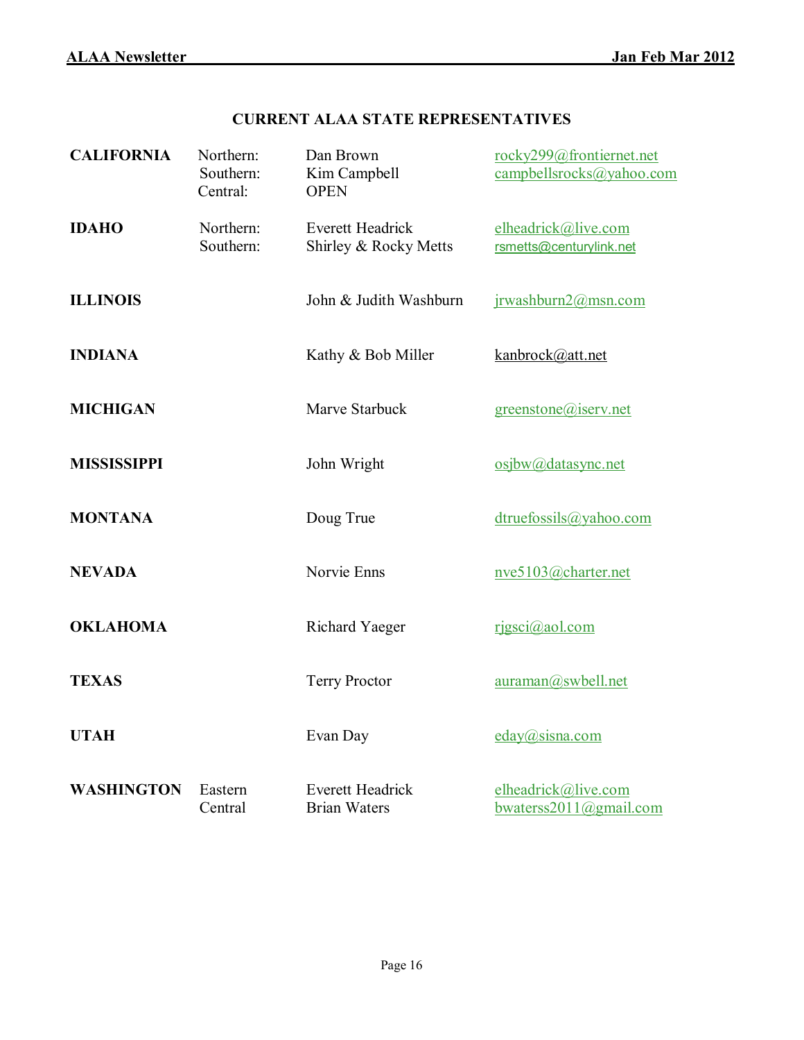## CURRENT ALAA STATE REPRESENTATIVES

| | | | |
|---|---|---|---|
| **CALIFORNIA** | Northern: | Dan Brown | rocky299@frontiernet.net |
| | Southern: | Kim Campbell | campbellsrocks@yahoo.com |
| | Central: | OPEN | |
| **IDAHO** | Northern: | Everett Headrick | elheadrick@live.com |
| | Southern: | Shirley & Rocky Metts | rsmetts@centurylink.net |
| **ILLINOIS** | | John & Judith Washburn | jrwashburn2@msn.com |
| **INDIANA** | | Kathy & Bob Miller | kanbrock@att.net |
| **MICHIGAN** | | Marve Starbuck | greenstone@iserv.net |
| **MISSISSIPPI** | | John Wright | osjbw@datasync.net |
| **MONTANA** | | Doug True | dtruefossils@yahoo.com |
| **NEVADA** | | Norvie Enns | nve5103@charter.net |
| **OKLAHOMA** | | Richard Yaeger | rjgsci@aol.com |
| **TEXAS** | | Terry Proctor | auraman@swbell.net |
| **UTAH** | | Evan Day | eday@sisna.com |
| **WASHINGTON** | Eastern | Everett Headrick | elheadrick@live.com |
| | Central | Brian Waters | bwaterss2011@gmail.com |